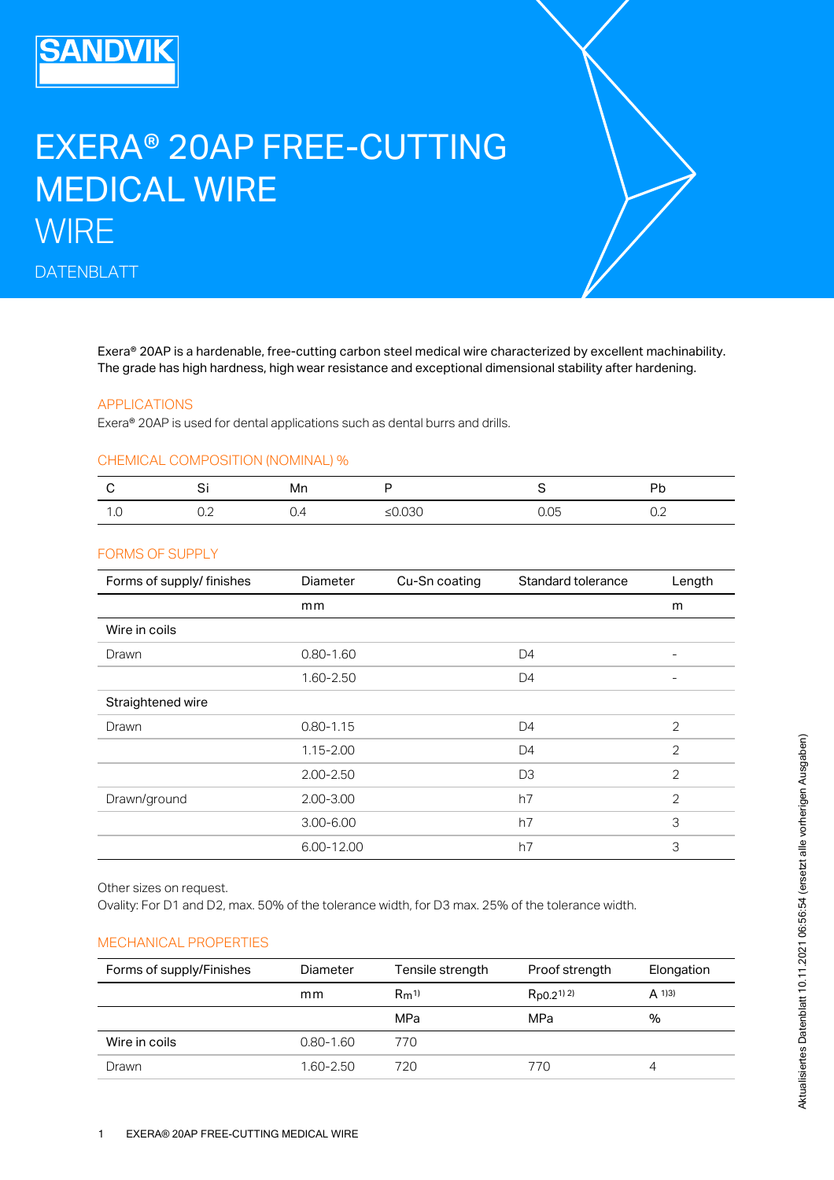SANDVIK

# EXERA® 20AP FREE-CUTTING MEDICAL WIRE

WIRE

DATENBLATT

Exera® 20AP is a hardenable, free-cutting carbon steel medical wire characterized by excellent machinability. The grade has high hardness, high wear resistance and exceptional dimensional stability after hardening.

## APPLICATIONS

Exera® 20AP is used for dental applications such as dental burrs and drills.

## CHEMICAL COMPOSITION (NOMINAL) %

| C | Si | Mn | P | S | Pb |
|---|---|---|---|---|---|
| 1.0 | 0.2 | 0.4 | ≤0.030 | 0.05 | 0.2 |

## FORMS OF SUPPLY

| Forms of supply/ finishes | Diameter | Cu-Sn coating | Standard tolerance | Length |
|---|---|---|---|---|
| | mm | | | m |
| Wire in coils | | | | |
| Drawn | 0.80-1.60 | | D4 | - |
| | 1.60-2.50 | | D4 | - |
| Straightened wire | | | | |
| Drawn | 0.80-1.15 | | D4 | 2 |
| | 1.15-2.00 | | D4 | 2 |
| | 2.00-2.50 | | D3 | 2 |
| Drawn/ground | 2.00-3.00 | | h7 | 2 |
| | 3.00-6.00 | | h7 | 3 |
| | 6.00-12.00 | | h7 | 3 |

Other sizes on request.
Ovality: For D1 and D2, max. 50% of the tolerance width, for D3 max. 25% of the tolerance width.

## MECHANICAL PROPERTIES

| Forms of supply/Finishes | Diameter | Tensile strength | Proof strength | Elongation |
|---|---|---|---|---|
| | mm | $R_m$ [1] | $R_{p0.2}$ [1) 2)] | A [1)3)] |
| | | MPa | MPa | % |
| Wire in coils | 0.80-1.60 | 770 | | |
| Drawn | 1.60-2.50 | 720 | 770 | 4 |

Aktualisiertes Datenblatt 10.11.2021 06:56:54 (ersetzt alle vorherigen Ausgaben)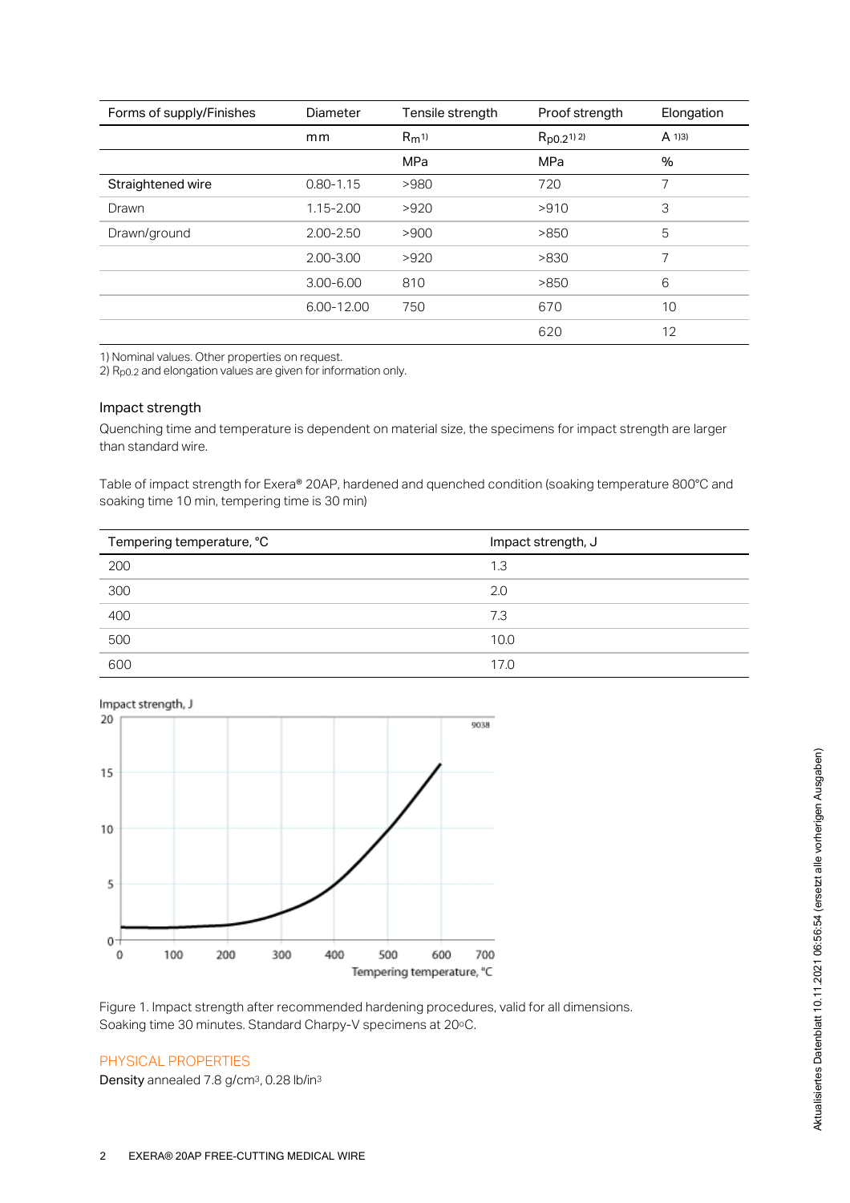| Forms of supply/Finishes | Diameter | Tensile strength | Proof strength | Elongation |
|---|---|---|---|---|
| | mm | $R_m$ 1) | $R_{p0.2}$ 1) 2) | A 1)3) |
| | | MPa | MPa | % |
| Straightened wire | 0.80-1.15 | >980 | 720 | 7 |
| Drawn | 1.15-2.00 | >920 | >910 | 3 |
| Drawn/ground | 2.00-2.50 | >900 | >850 | 5 |
| | 2.00-3.00 | >920 | >830 | 7 |
| | 3.00-6.00 | 810 | >850 | 6 |
| | 6.00-12.00 | 750 | 670 | 10 |
| | | | 620 | 12 |

1) Nominal values. Other properties on request.
2) $R_{p0.2}$ and elongation values are given for information only.

### Impact strength

Quenching time and temperature is dependent on material size, the specimens for impact strength are larger than standard wire.

Table of impact strength for Exera® 20AP, hardened and quenched condition (soaking temperature 800°C and soaking time 10 min, tempering time is 30 min)

| Tempering temperature, °C | Impact strength, J |
|---|---|
| 200 | 1.3 |
| 300 | 2.0 |
| 400 | 7.3 |
| 500 | 10.0 |
| 600 | 17.0 |

Figure 1. Impact strength after recommended hardening procedures, valid for all dimensions. Soaking time 30 minutes. Standard Charpy-V specimens at 20°C.

## PHYSICAL PROPERTIES

**Density** annealed 7.8 g/cm³, 0.28 lb/in³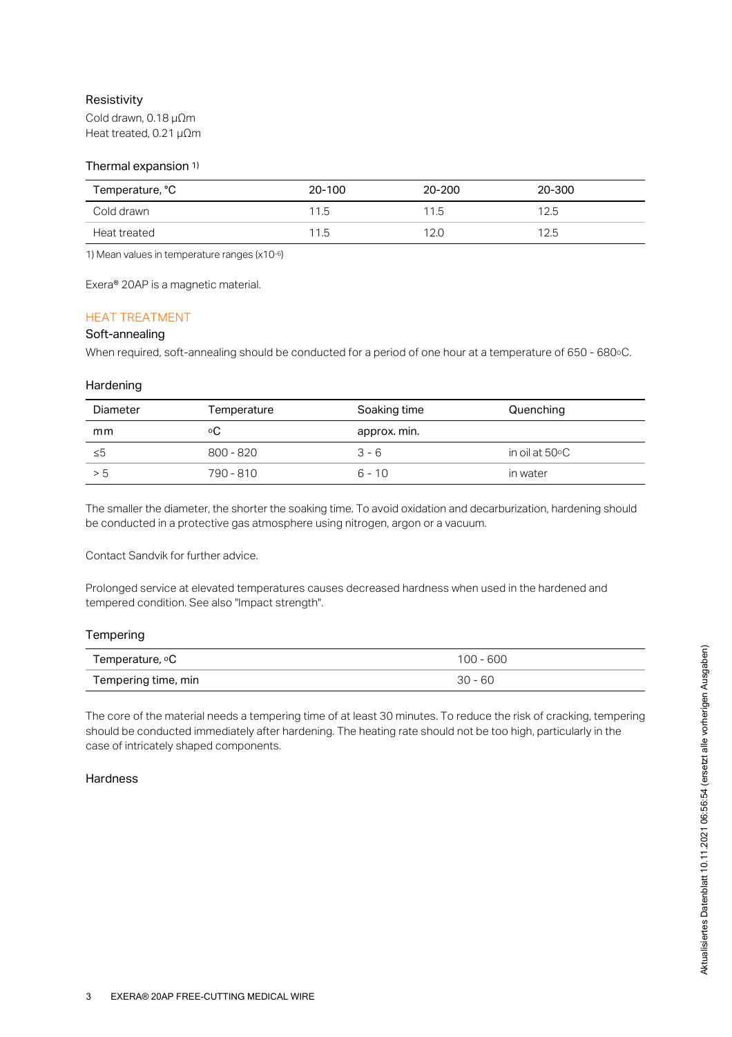### Resistivity

Cold drawn, 0.18 µΩm
Heat treated, 0.21 µΩm

### Thermal expansion [1)]

| Temperature, °C | 20-100 | 20-200 | 20-300 |
|---|---|---|---|
| Cold drawn | 11.5 | 11.5 | 12.5 |
| Heat treated | 11.5 | 12.0 | 12.5 |

1) Mean values in temperature ranges ($\times 10^{-6}$)

Exera® 20AP is a magnetic material.

## HEAT TREATMENT

### Soft-annealing

When required, soft-annealing should be conducted for a period of one hour at a temperature of 650 - 680°C.

### Hardening

| Diameter | Temperature | Soaking time | Quenching |
|---|---|---|---|
| mm | °C | approx. min. | |
| ≤5 | 800 - 820 | 3 - 6 | in oil at 50°C |
| > 5 | 790 - 810 | 6 - 10 | in water |

The smaller the diameter, the shorter the soaking time. To avoid oxidation and decarburization, hardening should be conducted in a protective gas atmosphere using nitrogen, argon or a vacuum.

Contact Sandvik for further advice.

Prolonged service at elevated temperatures causes decreased hardness when used in the hardened and tempered condition. See also "Impact strength".

### Tempering

| Temperature, °C | 100 - 600 |
|---|---|
| Tempering time, min | 30 - 60 |

The core of the material needs a tempering time of at least 30 minutes. To reduce the risk of cracking, tempering should be conducted immediately after hardening. The heating rate should not be too high, particularly in the case of intricately shaped components.

### Hardness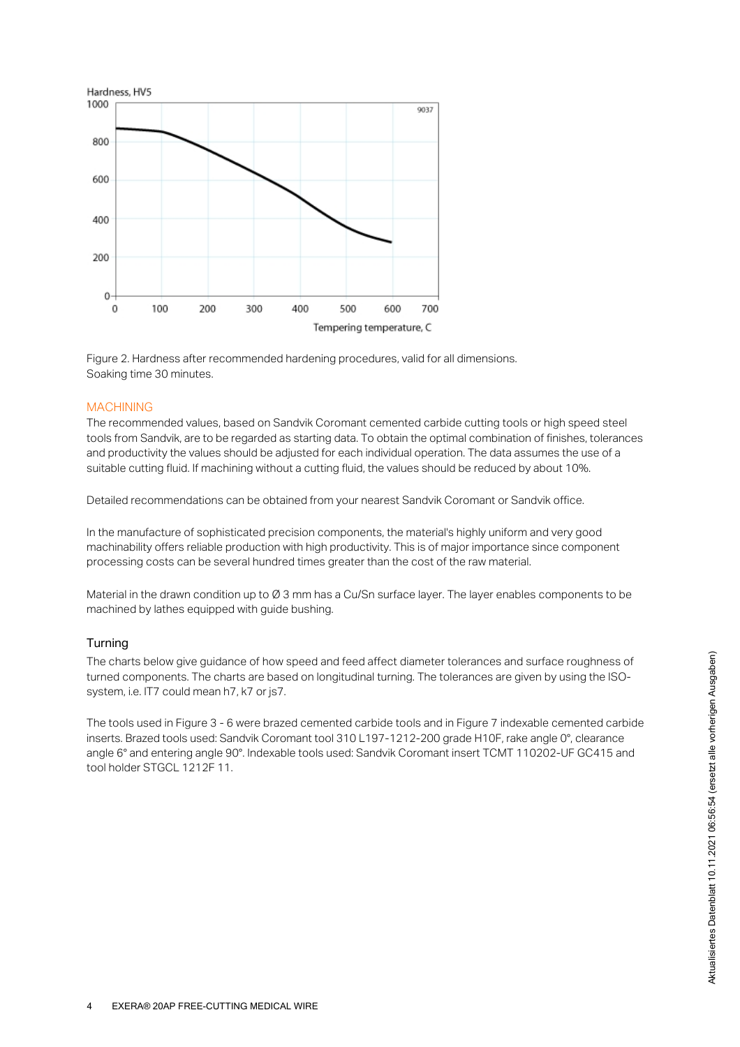Figure 2. Hardness after recommended hardening procedures, valid for all dimensions. Soaking time 30 minutes.

## MACHINING

The recommended values, based on Sandvik Coromant cemented carbide cutting tools or high speed steel tools from Sandvik, are to be regarded as starting data. To obtain the optimal combination of finishes, tolerances and productivity the values should be adjusted for each individual operation. The data assumes the use of a suitable cutting fluid. If machining without a cutting fluid, the values should be reduced by about 10%.

Detailed recommendations can be obtained from your nearest Sandvik Coromant or Sandvik office.

In the manufacture of sophisticated precision components, the material's highly uniform and very good machinability offers reliable production with high productivity. This is of major importance since component processing costs can be several hundred times greater than the cost of the raw material.

Material in the drawn condition up to Ø 3 mm has a Cu/Sn surface layer. The layer enables components to be machined by lathes equipped with guide bushing.

### Turning

The charts below give guidance of how speed and feed affect diameter tolerances and surface roughness of turned components. The charts are based on longitudinal turning. The tolerances are given by using the ISO-system, i.e. IT7 could mean h7, k7 or js7.

The tools used in Figure 3 - 6 were brazed cemented carbide tools and in Figure 7 indexable cemented carbide inserts. Brazed tools used: Sandvik Coromant tool 310 L197-1212-200 grade H10F, rake angle 0°, clearance angle 6° and entering angle 90°. Indexable tools used: Sandvik Coromant insert TCMT 110202-UF GC415 and tool holder STGCL 1212F 11.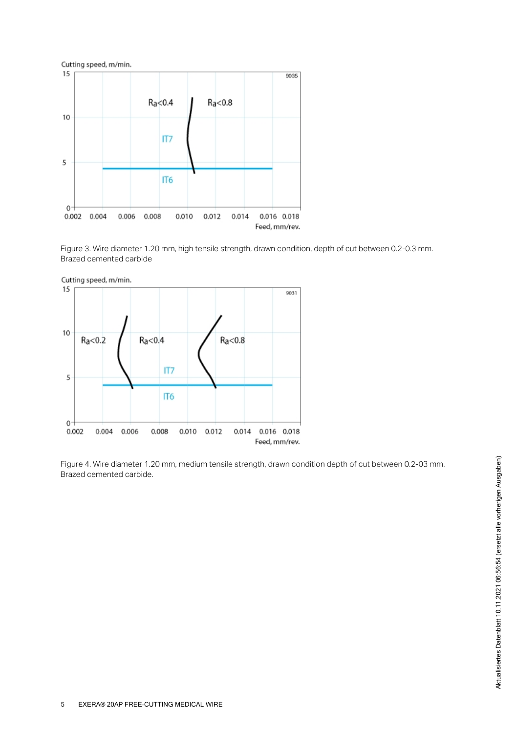Figure 3. Wire diameter 1.20 mm, high tensile strength, drawn condition, depth of cut between 0.2-0.3 mm. Brazed cemented carbide

Figure 4. Wire diameter 1.20 mm, medium tensile strength, drawn condition depth of cut between 0.2-03 mm. Brazed cemented carbide.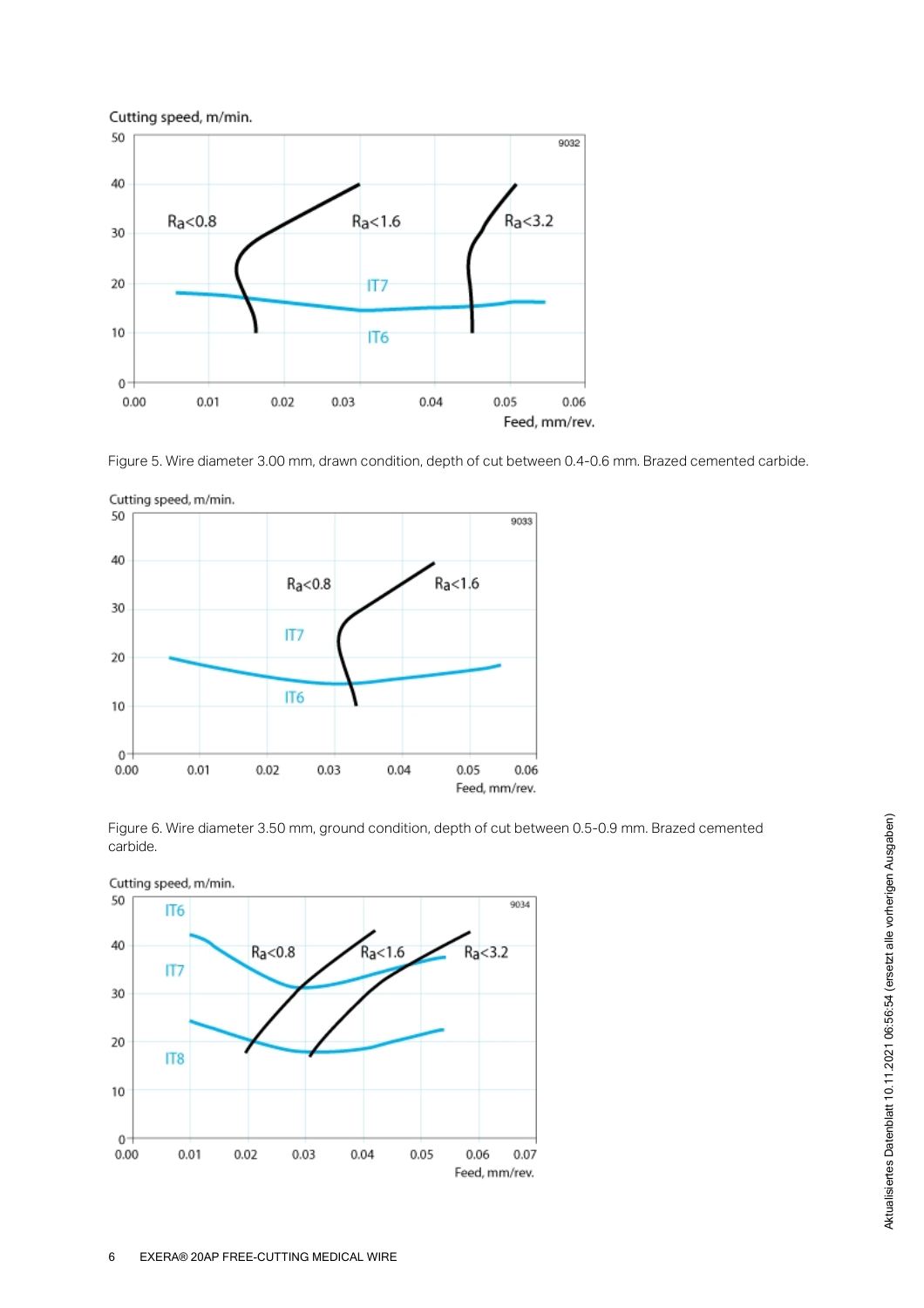Figure 5. Wire diameter 3.00 mm, drawn condition, depth of cut between 0.4-0.6 mm. Brazed cemented carbide.

Figure 6. Wire diameter 3.50 mm, ground condition, depth of cut between 0.5-0.9 mm. Brazed cemented carbide.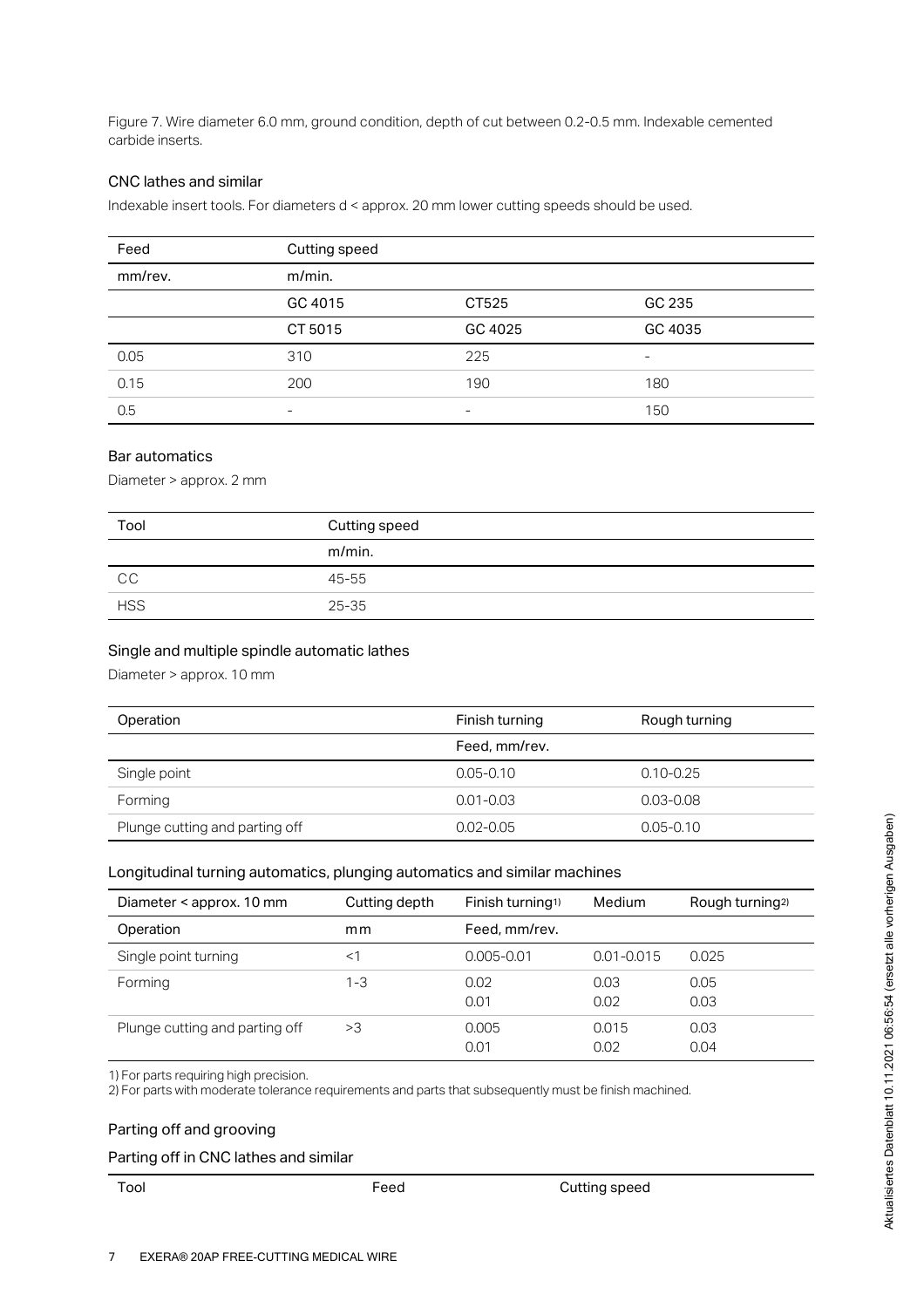Figure 7. Wire diameter 6.0 mm, ground condition, depth of cut between 0.2-0.5 mm. Indexable cemented carbide inserts.

### CNC lathes and similar

Indexable insert tools. For diameters d < approx. 20 mm lower cutting speeds should be used.

| Feed | Cutting speed | | |
|---|---|---|---|
| mm/rev. | m/min. | | |
| | GC 4015 | CT525 | GC 235 |
| | CT 5015 | GC 4025 | GC 4035 |
| 0.05 | 310 | 225 | - |
| 0.15 | 200 | 190 | 180 |
| 0.5 | - | - | 150 |

### Bar automatics

Diameter > approx. 2 mm

| Tool | Cutting speed |
|---|---|
| | m/min. |
| CC | 45-55 |
| HSS | 25-35 |

### Single and multiple spindle automatic lathes

Diameter > approx. 10 mm

| Operation | Finish turning | Rough turning |
|---|---|---|
| | Feed, mm/rev. | |
| Single point | 0.05-0.10 | 0.10-0.25 |
| Forming | 0.01-0.03 | 0.03-0.08 |
| Plunge cutting and parting off | 0.02-0.05 | 0.05-0.10 |

### Longitudinal turning automatics, plunging automatics and similar machines

| Diameter < approx. 10 mm | Cutting depth | Finish turning[1)] | Medium | Rough turning[2)] |
|---|---|---|---|---|
| Operation | mm | Feed, mm/rev. | | |
| Single point turning | <1 | 0.005-0.01 | 0.01-0.015 | 0.025 |
| Forming | 1-3 | 0.02<br>0.01 | 0.03<br>0.02 | 0.05<br>0.03 |
| Plunge cutting and parting off | >3 | 0.005<br>0.01 | 0.015<br>0.02 | 0.03<br>0.04 |

1) For parts requiring high precision.
2) For parts with moderate tolerance requirements and parts that subsequently must be finish machined.

### Parting off and grooving

### Parting off in CNC lathes and similar

| Tool | Feed | Cutting speed |
|---|---|---|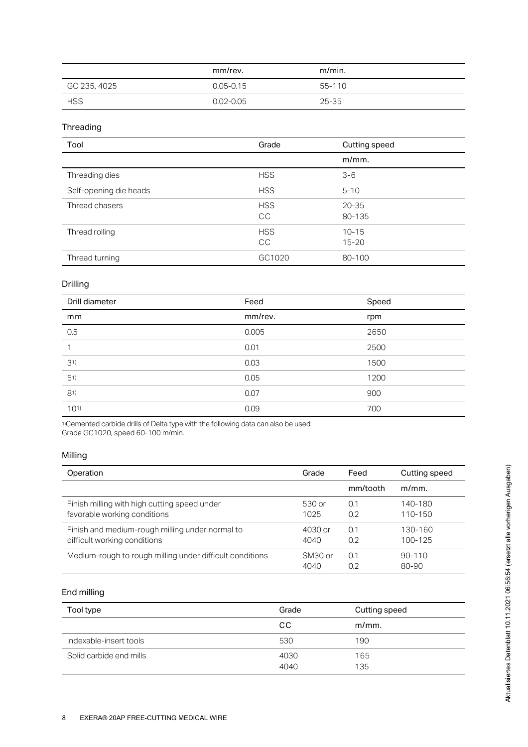| | mm/rev. | m/min. |
|---|---|---|
| GC 235, 4025 | 0.05-0.15 | 55-110 |
| HSS | 0.02-0.05 | 25-35 |

## Threading

| Tool | Grade | Cutting speed |
|---|---|---|
| | | m/mm. |
| Threading dies | HSS | 3-6 |
| Self-opening die heads | HSS | 5-10 |
| Thread chasers | HSS<br>CC | 20-35<br>80-135 |
| Thread rolling | HSS<br>CC | 10-15<br>15-20 |
| Thread turning | GC1020 | 80-100 |

## Drilling

| Drill diameter | Feed | Speed |
|---|---|---|
| mm | mm/rev. | rpm |
| 0.5 | 0.005 | 2650 |
| 1 | 0.01 | 2500 |
| 3[1)] | 0.03 | 1500 |
| 5[1)] | 0.05 | 1200 |
| 8[1)] | 0.07 | 900 |
| 10[1)] | 0.09 | 700 |

[1)]Cemented carbide drills of Delta type with the following data can also be used: Grade GC1020, speed 60-100 m/min.

## Milling

| Operation | Grade | Feed | Cutting speed |
|---|---|---|---|
| | | mm/tooth | m/mm. |
| Finish milling with high cutting speed under favorable working conditions | 530 or<br>1025 | 0.1<br>0.2 | 140-180<br>110-150 |
| Finish and medium-rough milling under normal to difficult working conditions | 4030 or<br>4040 | 0.1<br>0.2 | 130-160<br>100-125 |
| Medium-rough to rough milling under difficult conditions | SM30 or<br>4040 | 0.1<br>0.2 | 90-110<br>80-90 |

## End milling

| Tool type | Grade | Cutting speed |
|---|---|---|
| | CC | m/mm. |
| Indexable-insert tools | 530 | 190 |
| Solid carbide end mills | 4030<br>4040 | 165<br>135 |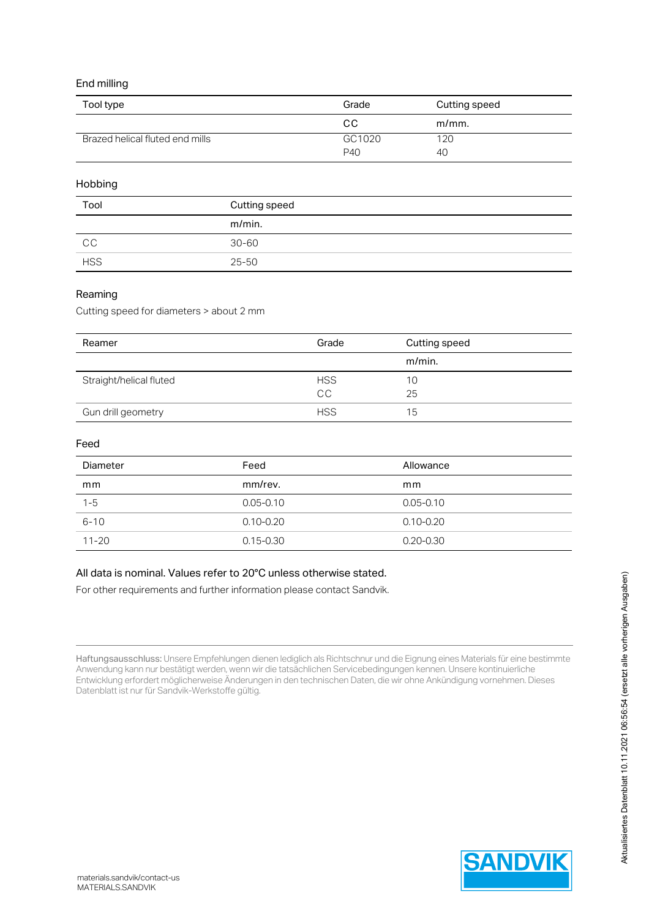### End milling

| Tool type | Grade | Cutting speed |
| --- | --- | --- |
| | CC | m/mm. |
| Brazed helical fluted end mills | GC1020<br>P40 | 120<br>40 |

### Hobbing

| Tool | Cutting speed |
| --- | --- |
| | m/min. |
| CC | 30-60 |
| HSS | 25-50 |

### Reaming

Cutting speed for diameters > about 2 mm

| Reamer | Grade | Cutting speed |
| --- | --- | --- |
| | | m/min. |
| Straight/helical fluted | HSS<br>CC | 10<br>25 |
| Gun drill geometry | HSS | 15 |

### Feed

| Diameter | Feed | Allowance |
| --- | --- | --- |
| mm | mm/rev. | mm |
| 1-5 | 0.05-0.10 | 0.05-0.10 |
| 6-10 | 0.10-0.20 | 0.10-0.20 |
| 11-20 | 0.15-0.30 | 0.20-0.30 |

All data is nominal. Values refer to 20°C unless otherwise stated.

For other requirements and further information please contact Sandvik.

**Haftungsausschluss:** Unsere Empfehlungen dienen lediglich als Richtschnur und die Eignung eines Materials für eine bestimmte Anwendung kann nur bestätigt werden, wenn wir die tatsächlichen Servicebedingungen kennen. Unsere kontinuierliche Entwicklung erfordert möglicherweise Änderungen in den technischen Daten, die wir ohne Ankündigung vornehmen. Dieses Datenblatt ist nur für Sandvik-Werkstoffe gültig.

Aktualisiertes Datenblatt 10.11.2021 06:56:54 (ersetzt alle vorherigen Ausgaben)

materials.sandvik/contact-us
MATERIALS.SANDVIK

SANDVIK